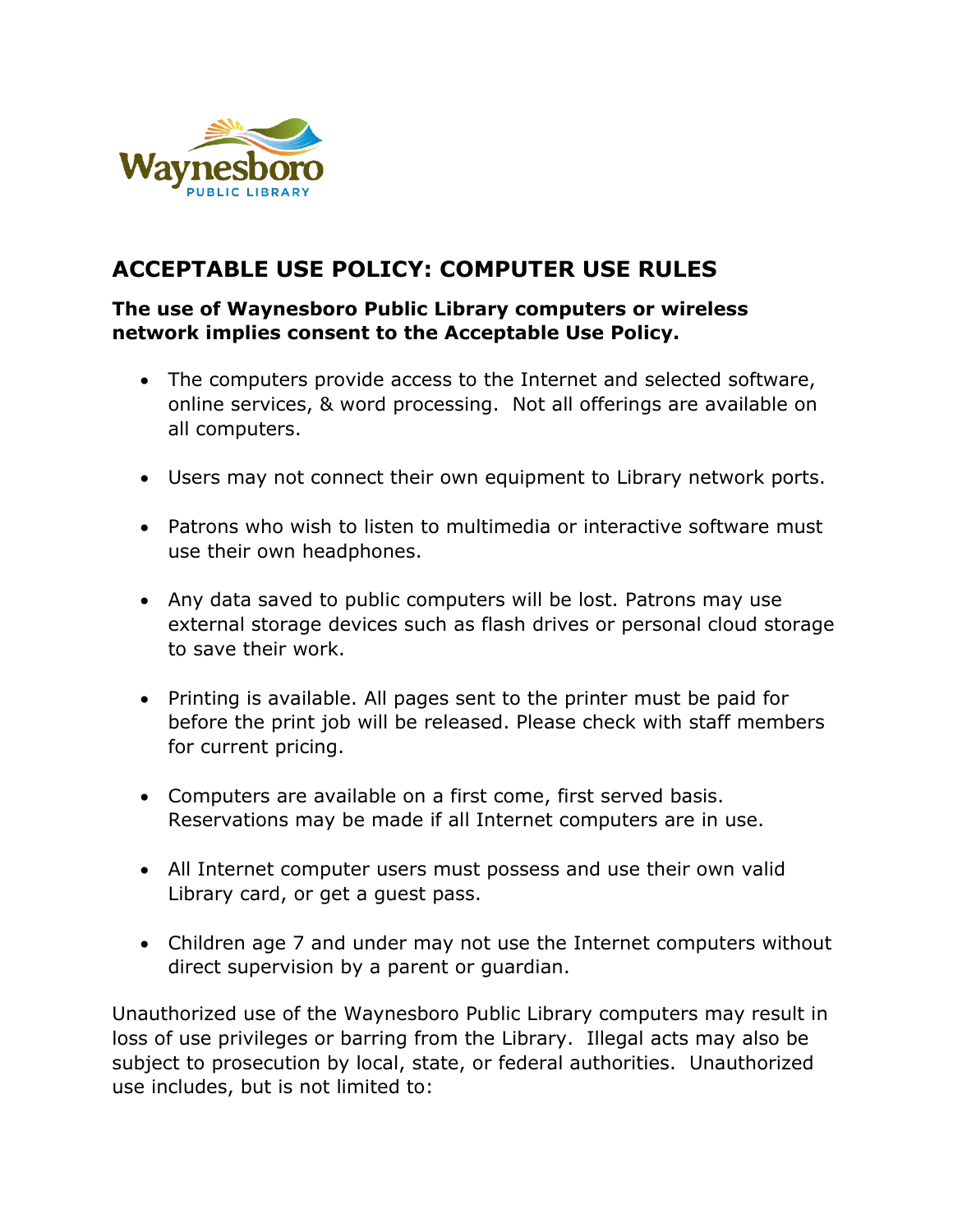# ACCEPTABLE USE POLICY: COMPUTER USE RULES

**The use of Waynesboro Public Library computers or wireless network implies consent to the Acceptable Use Policy.**

- The computers provide access to the Internet and selected software, online services, & word processing. Not all offerings are available on all computers.
- Users may not connect their own equipment to Library network ports.
- Patrons who wish to listen to multimedia or interactive software must use their own headphones.
- Any data saved to public computers will be lost. Patrons may use external storage devices such as flash drives or personal cloud storage to save their work.
- Printing is available. All pages sent to the printer must be paid for before the print job will be released. Please check with staff members for current pricing.
- Computers are available on a first come, first served basis. Reservations may be made if all Internet computers are in use.
- All Internet computer users must possess and use their own valid Library card, or get a guest pass.
- Children age 7 and under may not use the Internet computers without direct supervision by a parent or guardian.

Unauthorized use of the Waynesboro Public Library computers may result in loss of use privileges or barring from the Library. Illegal acts may also be subject to prosecution by local, state, or federal authorities. Unauthorized use includes, but is not limited to: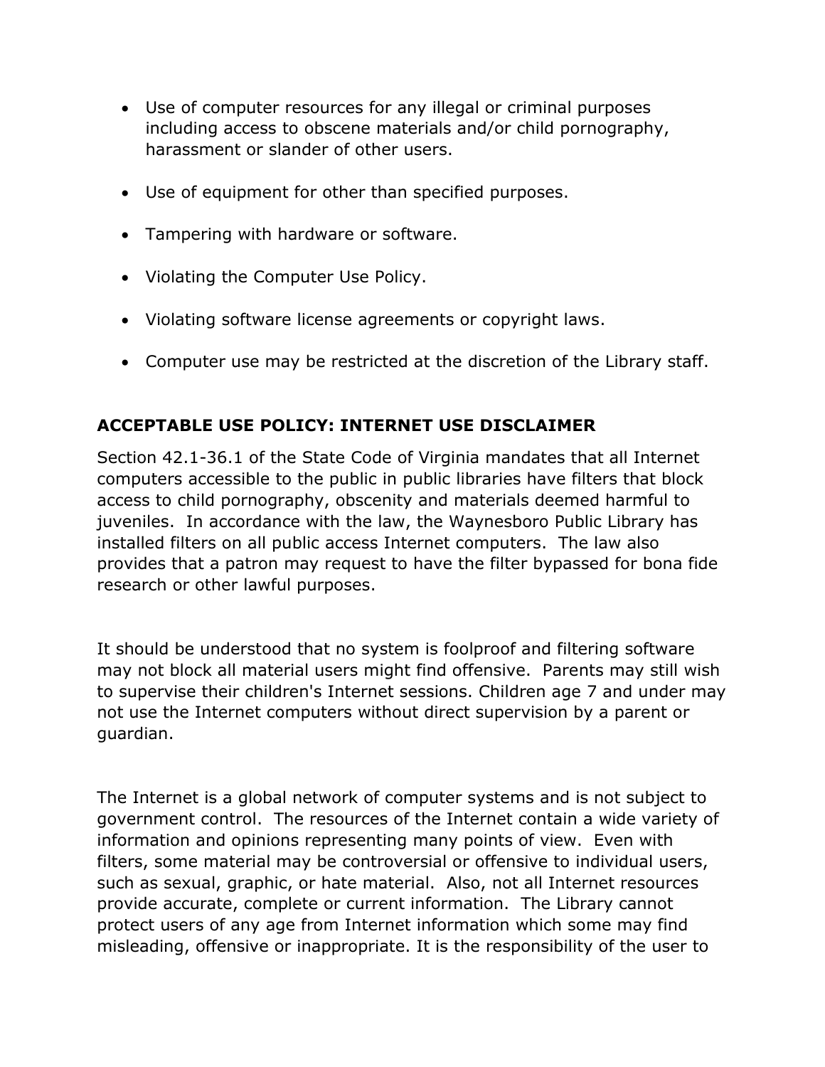- Use of computer resources for any illegal or criminal purposes including access to obscene materials and/or child pornography, harassment or slander of other users.
- Use of equipment for other than specified purposes.
- Tampering with hardware or software.
- Violating the Computer Use Policy.
- Violating software license agreements or copyright laws.
- Computer use may be restricted at the discretion of the Library staff.

## ACCEPTABLE USE POLICY: INTERNET USE DISCLAIMER

Section 42.1-36.1 of the State Code of Virginia mandates that all Internet computers accessible to the public in public libraries have filters that block access to child pornography, obscenity and materials deemed harmful to juveniles. In accordance with the law, the Waynesboro Public Library has installed filters on all public access Internet computers. The law also provides that a patron may request to have the filter bypassed for bona fide research or other lawful purposes.

It should be understood that no system is foolproof and filtering software may not block all material users might find offensive. Parents may still wish to supervise their children's Internet sessions. Children age 7 and under may not use the Internet computers without direct supervision by a parent or guardian.

The Internet is a global network of computer systems and is not subject to government control. The resources of the Internet contain a wide variety of information and opinions representing many points of view. Even with filters, some material may be controversial or offensive to individual users, such as sexual, graphic, or hate material. Also, not all Internet resources provide accurate, complete or current information. The Library cannot protect users of any age from Internet information which some may find misleading, offensive or inappropriate. It is the responsibility of the user to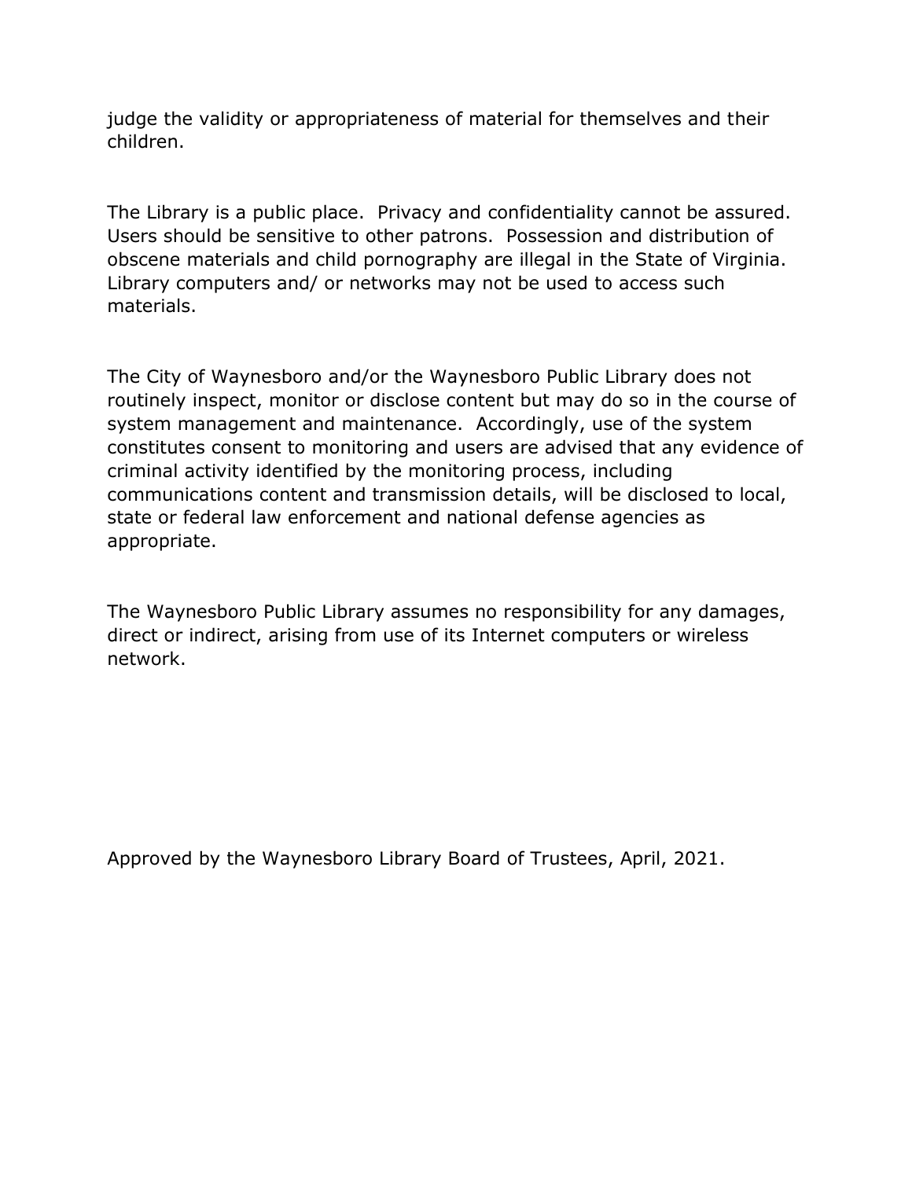judge the validity or appropriateness of material for themselves and their children.

The Library is a public place. Privacy and confidentiality cannot be assured. Users should be sensitive to other patrons. Possession and distribution of obscene materials and child pornography are illegal in the State of Virginia. Library computers and/ or networks may not be used to access such materials.

The City of Waynesboro and/or the Waynesboro Public Library does not routinely inspect, monitor or disclose content but may do so in the course of system management and maintenance. Accordingly, use of the system constitutes consent to monitoring and users are advised that any evidence of criminal activity identified by the monitoring process, including communications content and transmission details, will be disclosed to local, state or federal law enforcement and national defense agencies as appropriate.

The Waynesboro Public Library assumes no responsibility for any damages, direct or indirect, arising from use of its Internet computers or wireless network.

Approved by the Waynesboro Library Board of Trustees, April, 2021.